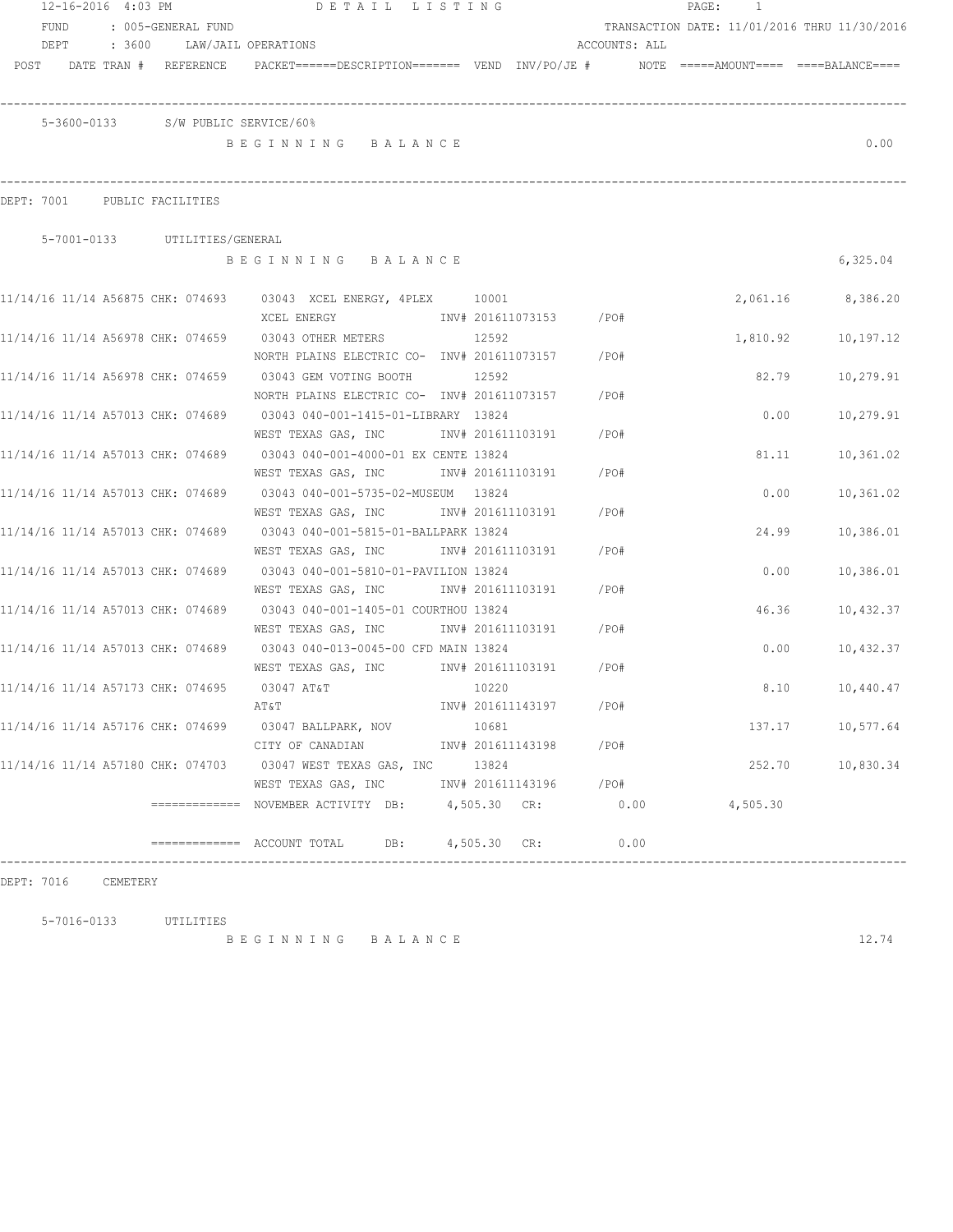12-16-2016 4:03 PM DETAIL LISTING PAGE: 1

FUND : 005-GENERAL FUND TRANSACTION DATE: 11/01/2016 THRU 11/30/2016

DEPT : 3600 LAW/JAIL OPERATIONS ACCOUNTS: ALL

| POST | DATE TRAN # | REFERENCE | PACKET======DESCRIPTION======= | VEND | INV/PO/JE # | NOTE | =====AMOUNT==== | ====BALANCE==== |
|---|---|---|---|---|---|---|---|---|

5-3600-0133 S/W PUBLIC SERVICE/60%

B E G I N N I N G B A L A N C E 0.00

## DEPT: 7001 PUBLIC FACILITIES

5-7001-0133 UTILITIES/GENERAL

B E G I N N I N G B A L A N C E 6,325.04

| POST | DATE TRAN # | REFERENCE | PACKET======DESCRIPTION======= | VEND | INV/PO/JE # | NOTE | =====AMOUNT==== | ====BALANCE==== |
|---|---|---|---|---|---|---|---|---|
| 11/14/16 | 11/14 A56875 | CHK: 074693 | 03043 XCEL ENERGY, 4PLEX<br>XCEL ENERGY | 10001 | INV# 201611073153 /PO# | | 2,061.16 | 8,386.20 |
| 11/14/16 | 11/14 A56978 | CHK: 074659 | 03043 OTHER METERS<br>NORTH PLAINS ELECTRIC CO- | 12592 | INV# 201611073157 /PO# | | 1,810.92 | 10,197.12 |
| 11/14/16 | 11/14 A56978 | CHK: 074659 | 03043 GEM VOTING BOOTH<br>NORTH PLAINS ELECTRIC CO- | 12592 | INV# 201611073157 /PO# | | 82.79 | 10,279.91 |
| 11/14/16 | 11/14 A57013 | CHK: 074689 | 03043 040-001-1415-01-LIBRARY<br>WEST TEXAS GAS, INC | 13824 | INV# 201611103191 /PO# | | 0.00 | 10,279.91 |
| 11/14/16 | 11/14 A57013 | CHK: 074689 | 03043 040-001-4000-01 EX CENTE<br>WEST TEXAS GAS, INC | 13824 | INV# 201611103191 /PO# | | 81.11 | 10,361.02 |
| 11/14/16 | 11/14 A57013 | CHK: 074689 | 03043 040-001-5735-02-MUSEUM<br>WEST TEXAS GAS, INC | 13824 | INV# 201611103191 /PO# | | 0.00 | 10,361.02 |
| 11/14/16 | 11/14 A57013 | CHK: 074689 | 03043 040-001-5815-01-BALLPARK<br>WEST TEXAS GAS, INC | 13824 | INV# 201611103191 /PO# | | 24.99 | 10,386.01 |
| 11/14/16 | 11/14 A57013 | CHK: 074689 | 03043 040-001-5810-01-PAVILION<br>WEST TEXAS GAS, INC | 13824 | INV# 201611103191 /PO# | | 0.00 | 10,386.01 |
| 11/14/16 | 11/14 A57013 | CHK: 074689 | 03043 040-001-1405-01 COURTHOU<br>WEST TEXAS GAS, INC | 13824 | INV# 201611103191 /PO# | | 46.36 | 10,432.37 |
| 11/14/16 | 11/14 A57013 | CHK: 074689 | 03043 040-013-0045-00 CFD MAIN<br>WEST TEXAS GAS, INC | 13824 | INV# 201611103191 /PO# | | 0.00 | 10,432.37 |
| 11/14/16 | 11/14 A57173 | CHK: 074695 | 03047 AT&T<br>AT&T | 10220 | INV# 201611143197 /PO# | | 8.10 | 10,440.47 |
| 11/14/16 | 11/14 A57176 | CHK: 074699 | 03047 BALLPARK, NOV<br>CITY OF CANADIAN | 10681 | INV# 201611143198 /PO# | | 137.17 | 10,577.64 |
| 11/14/16 | 11/14 A57180 | CHK: 074703 | 03047 WEST TEXAS GAS, INC<br>WEST TEXAS GAS, INC | 13824 | INV# 201611143196 /PO# | | 252.70 | 10,830.34 |

============= NOVEMBER ACTIVITY DB: 4,505.30 CR: 0.00 4,505.30

============= ACCOUNT TOTAL DB: 4,505.30 CR: 0.00

## DEPT: 7016 CEMETERY

5-7016-0133 UTILITIES

B E G I N N I N G B A L A N C E 12.74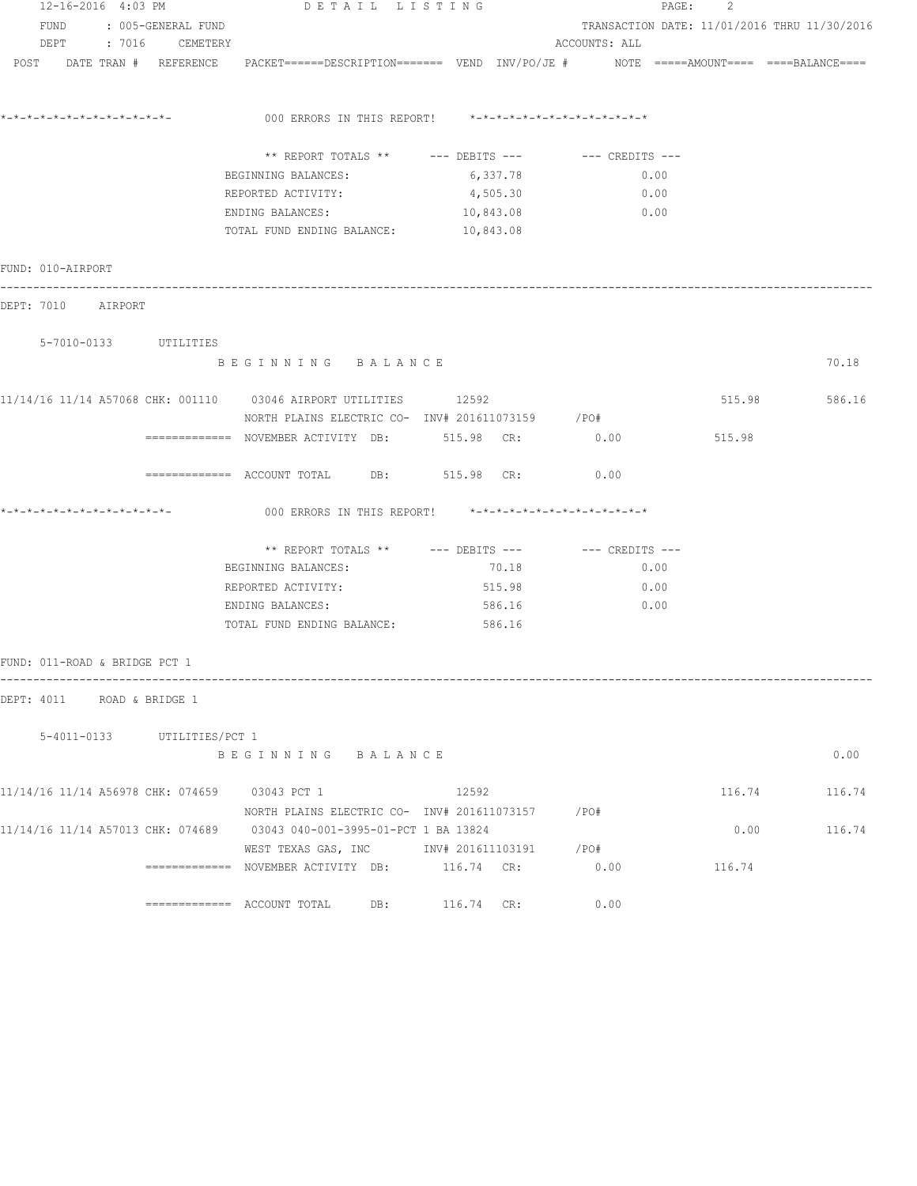12-16-2016 4:03 PM DETAIL LISTING

FUND : 005-GENERAL FUND TRANSACTION DATE: 11/01/2016 THRU 11/30/2016

DEPT : 7016 CEMETERY ACCOUNTS: ALL

POST DATE TRAN # REFERENCE PACKET======DESCRIPTION======= VEND INV/PO/JE # NOTE =====AMOUNT==== ====BALANCE====

*-*-*-*-*-*-*-*-*-*-*-*-*-*- 000 ERRORS IN THIS REPORT! *-*-*-*-*-*-*-*-*-*-*-*-*-*-*

| ** REPORT TOTALS ** | --- DEBITS --- | --- CREDITS --- |
|---|---|---|
| BEGINNING BALANCES: | 6,337.78 | 0.00 |
| REPORTED ACTIVITY: | 4,505.30 | 0.00 |
| ENDING BALANCES: | 10,843.08 | 0.00 |
| TOTAL FUND ENDING BALANCE: | 10,843.08 | |

FUND: 010-AIRPORT

DEPT: 7010 AIRPORT

5-7010-0133 UTILITIES

B E G I N N I N G B A L A N C E 70.18

| POST | DATE TRAN # | REFERENCE | PACKET / DESCRIPTION | VEND | INV/PO/JE # | AMOUNT | BALANCE |
|---|---|---|---|---|---|---|---|
| 11/14/16 | 11/14 A57068 | CHK: 001110 | 03046 AIRPORT UTILITIES | 12592 | | 515.98 | 586.16 |
| | | | NORTH PLAINS ELECTRIC CO- | | INV# 201611073159 /PO# | | |

============= NOVEMBER ACTIVITY DB: 515.98 CR: 0.00 515.98

============= ACCOUNT TOTAL DB: 515.98 CR: 0.00

*-*-*-*-*-*-*-*-*-*-*-*-*-*- 000 ERRORS IN THIS REPORT! *-*-*-*-*-*-*-*-*-*-*-*-*-*-*

| ** REPORT TOTALS ** | --- DEBITS --- | --- CREDITS --- |
|---|---|---|
| BEGINNING BALANCES: | 70.18 | 0.00 |
| REPORTED ACTIVITY: | 515.98 | 0.00 |
| ENDING BALANCES: | 586.16 | 0.00 |
| TOTAL FUND ENDING BALANCE: | 586.16 | |

FUND: 011-ROAD & BRIDGE PCT 1

DEPT: 4011 ROAD & BRIDGE 1

5-4011-0133 UTILITIES/PCT 1

B E G I N N I N G B A L A N C E 0.00

| POST | DATE TRAN # | REFERENCE | PACKET / DESCRIPTION | VEND | INV/PO/JE # | AMOUNT | BALANCE |
|---|---|---|---|---|---|---|---|
| 11/14/16 | 11/14 A56978 | CHK: 074659 | 03043 PCT 1 | 12592 | | 116.74 | 116.74 |
| | | | NORTH PLAINS ELECTRIC CO- | | INV# 201611073157 /PO# | | |
| 11/14/16 | 11/14 A57013 | CHK: 074689 | 03043 040-001-3995-01-PCT 1 BA | 13824 | | 0.00 | 116.74 |
| | | | WEST TEXAS GAS, INC | | INV# 201611103191 /PO# | | |

============= NOVEMBER ACTIVITY DB: 116.74 CR: 0.00 116.74

============= ACCOUNT TOTAL DB: 116.74 CR: 0.00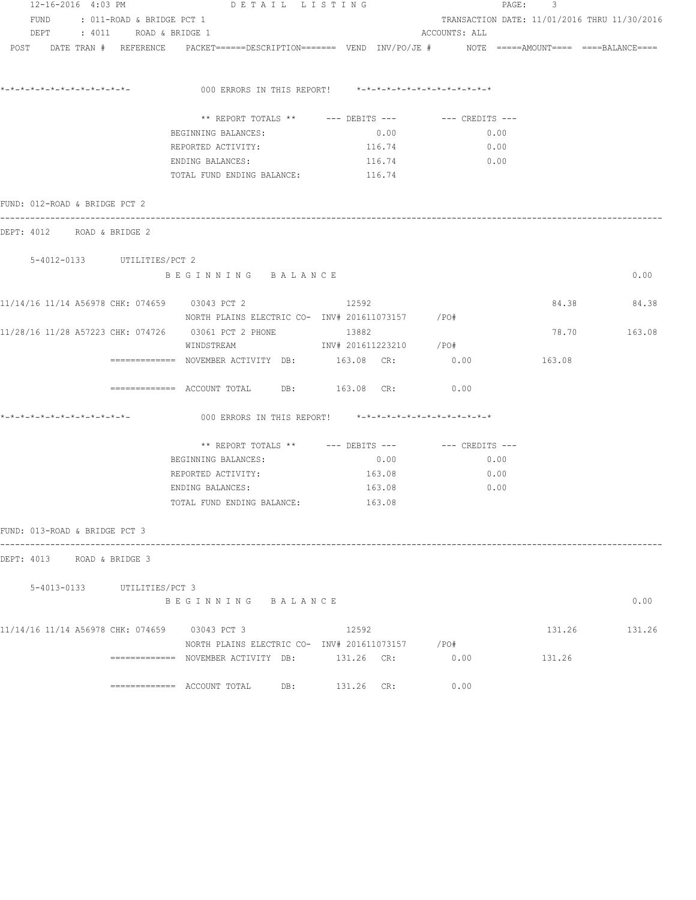```
12-16-2016 4:03 PM                    D E T A I L   L I S T I N G                          PAGE:   3
   FUND    : 011-ROAD & BRIDGE PCT 1                                          TRANSACTION DATE: 11/01/2016 THRU 11/30/2016
   DEPT    : 4011    ROAD & BRIDGE 1                                          ACCOUNTS: ALL
 POST   DATE TRAN #  REFERENCE   PACKET======DESCRIPTION======= VEND  INV/PO/JE #      NOTE  =====AMOUNT====  ====BALANCE====

*-*-*-*-*-*-*-*-*-*-*-*-*-*-             000 ERRORS IN THIS REPORT!    *-*-*-*-*-*-*-*-*-*-*-*-*-*-

                              ** REPORT TOTALS **      --- DEBITS ---         --- CREDITS ---
                         BEGINNING BALANCES:                   0.00                  0.00
                         REPORTED ACTIVITY:                  116.74                  0.00
                         ENDING BALANCES:                    116.74                  0.00
                         TOTAL FUND ENDING BALANCE:          116.74

FUND: 012-ROAD & BRIDGE PCT 2
------------------------------------------------------------------------------------------------------------------------------
DEPT: 4012    ROAD & BRIDGE 2

    5-4012-0133      UTILITIES/PCT 2
                         B E G I N N I N G   B A L A N C E                                                          0.00

11/14/16 11/14 A56978 CHK: 074659    03043 PCT 2               12592                                    84.38          84.38
                         NORTH PLAINS ELECTRIC CO-  INV# 201611073157     /PO#
11/28/16 11/28 A57223 CHK: 074726    03061 PCT 2 PHONE         13882                                    78.70         163.08
                         WINDSTREAM                 INV# 201611223210     /PO#
               =============  NOVEMBER ACTIVITY  DB:       163.08  CR:          0.00              163.08

               =============  ACCOUNT TOTAL      DB:       163.08  CR:          0.00

*-*-*-*-*-*-*-*-*-*-*-*-*-*-             000 ERRORS IN THIS REPORT!    *-*-*-*-*-*-*-*-*-*-*-*-*-*-

                              ** REPORT TOTALS **      --- DEBITS ---         --- CREDITS ---
                         BEGINNING BALANCES:                   0.00                  0.00
                         REPORTED ACTIVITY:                  163.08                  0.00
                         ENDING BALANCES:                    163.08                  0.00
                         TOTAL FUND ENDING BALANCE:          163.08

FUND: 013-ROAD & BRIDGE PCT 3
------------------------------------------------------------------------------------------------------------------------------
DEPT: 4013    ROAD & BRIDGE 3

    5-4013-0133      UTILITIES/PCT 3
                         B E G I N N I N G   B A L A N C E                                                          0.00

11/14/16 11/14 A56978 CHK: 074659    03043 PCT 3               12592                                   131.26         131.26
                         NORTH PLAINS ELECTRIC CO-  INV# 201611073157     /PO#
               =============  NOVEMBER ACTIVITY  DB:       131.26  CR:          0.00              131.26

               =============  ACCOUNT TOTAL      DB:       131.26  CR:          0.00
```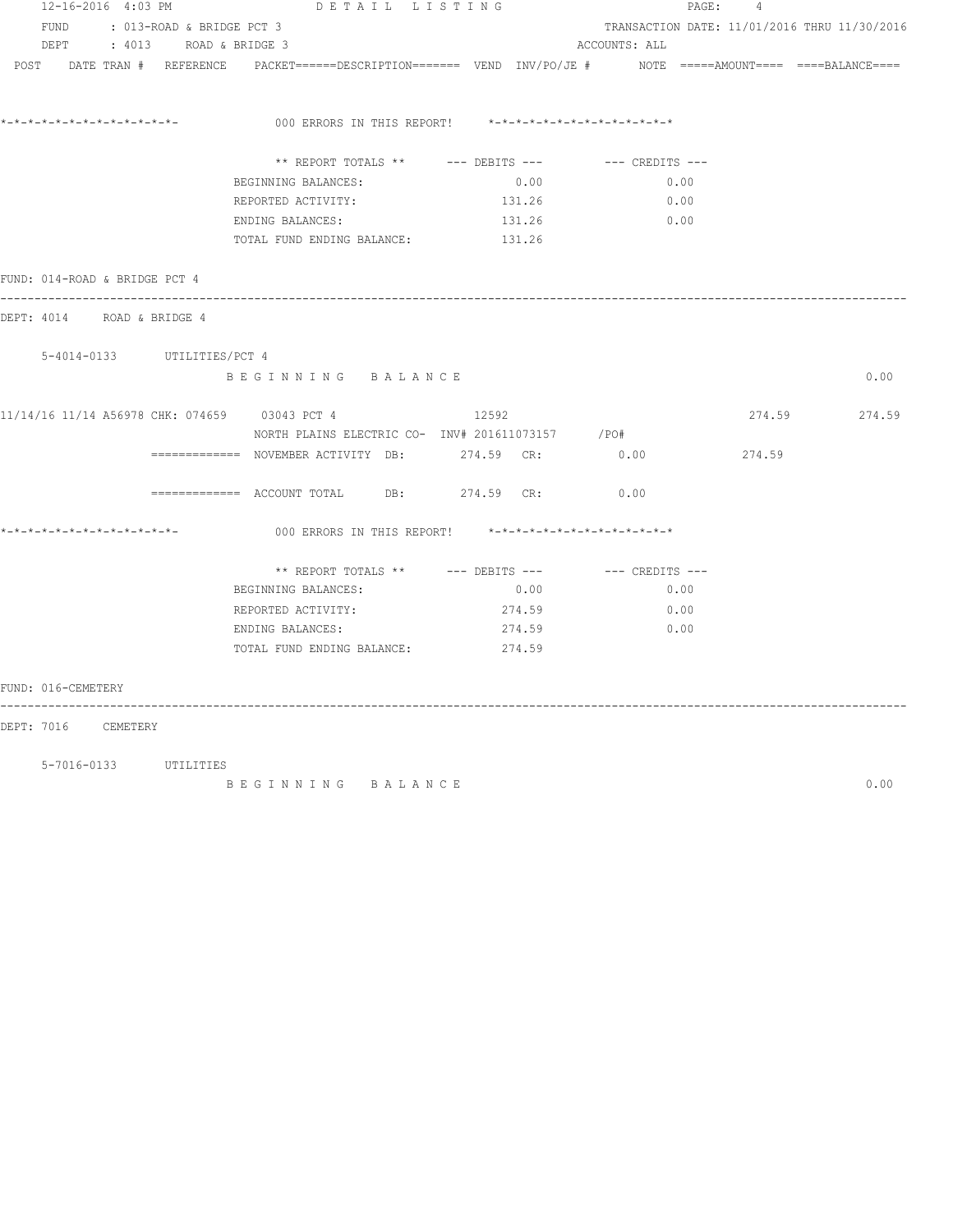FUND : 013-ROAD & BRIDGE PCT 3 TRANSACTION DATE: 11/01/2016 THRU 11/30/2016
DEPT : 4013 ROAD & BRIDGE 3 ACCOUNTS: ALL

POST DATE TRAN # REFERENCE PACKET======DESCRIPTION======= VEND INV/PO/JE # NOTE =====AMOUNT==== ====BALANCE====

*-*-*-*-*-*-*-*-*-*-*-*-*-*- 000 ERRORS IN THIS REPORT! *-*-*-*-*-*-*-*-*-*-*-*-*-*

| ** REPORT TOTALS ** | --- DEBITS --- | --- CREDITS --- |
|---|---|---|
| BEGINNING BALANCES: | 0.00 | 0.00 |
| REPORTED ACTIVITY: | 131.26 | 0.00 |
| ENDING BALANCES: | 131.26 | 0.00 |
| TOTAL FUND ENDING BALANCE: | 131.26 | |

FUND: 014-ROAD & BRIDGE PCT 4

DEPT: 4014 ROAD & BRIDGE 4

5-4014-0133 UTILITIES/PCT 4

B E G I N N I N G B A L A N C E 0.00

11/14/16 11/14 A56978 CHK: 074659 03043 PCT 4 12592 274.59 274.59
NORTH PLAINS ELECTRIC CO- INV# 201611073157 /PO#

============= NOVEMBER ACTIVITY DB: 274.59 CR: 0.00 274.59

============= ACCOUNT TOTAL DB: 274.59 CR: 0.00

*-*-*-*-*-*-*-*-*-*-*-*-*-*- 000 ERRORS IN THIS REPORT! *-*-*-*-*-*-*-*-*-*-*-*-*-*

| ** REPORT TOTALS ** | --- DEBITS --- | --- CREDITS --- |
|---|---|---|
| BEGINNING BALANCES: | 0.00 | 0.00 |
| REPORTED ACTIVITY: | 274.59 | 0.00 |
| ENDING BALANCES: | 274.59 | 0.00 |
| TOTAL FUND ENDING BALANCE: | 274.59 | |

FUND: 016-CEMETERY

DEPT: 7016 CEMETERY

5-7016-0133 UTILITIES

B E G I N N I N G B A L A N C E 0.00